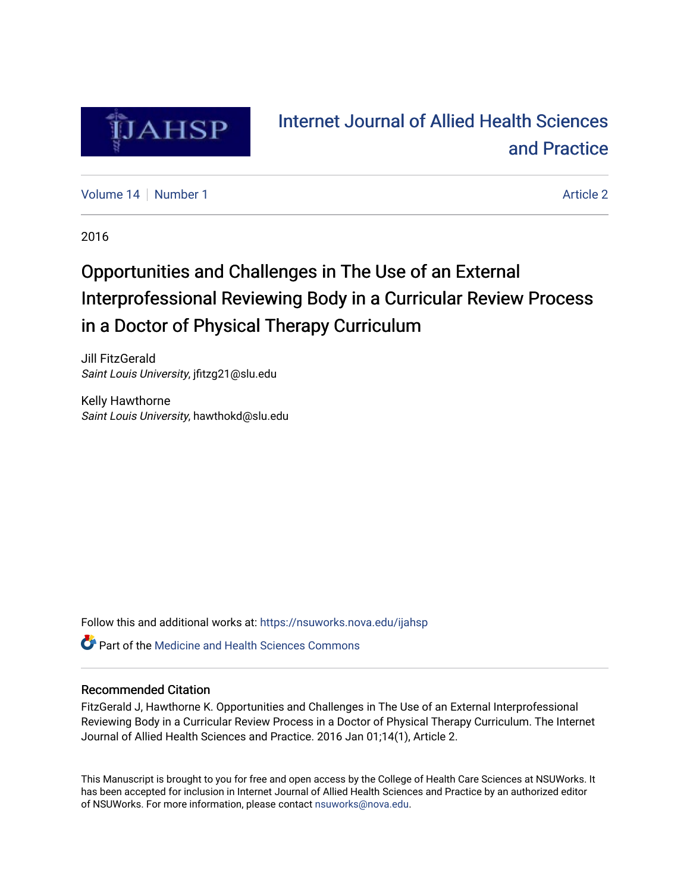IJAHSP

# Internet Journal of Allied Health Sciences and Practice

Volume 14 | Number 1 — Article 2

2016

# Opportunities and Challenges in The Use of an External Interprofessional Reviewing Body in a Curricular Review Process in a Doctor of Physical Therapy Curriculum

Jill FitzGerald
*Saint Louis University*, jfitzg21@slu.edu

Kelly Hawthorne
*Saint Louis University*, hawthokd@slu.edu

Follow this and additional works at: https://nsuworks.nova.edu/ijahsp

Part of the Medicine and Health Sciences Commons

## Recommended Citation

FitzGerald J, Hawthorne K. Opportunities and Challenges in The Use of an External Interprofessional Reviewing Body in a Curricular Review Process in a Doctor of Physical Therapy Curriculum. The Internet Journal of Allied Health Sciences and Practice. 2016 Jan 01;14(1), Article 2.

This Manuscript is brought to you for free and open access by the College of Health Care Sciences at NSUWorks. It has been accepted for inclusion in Internet Journal of Allied Health Sciences and Practice by an authorized editor of NSUWorks. For more information, please contact nsuworks@nova.edu.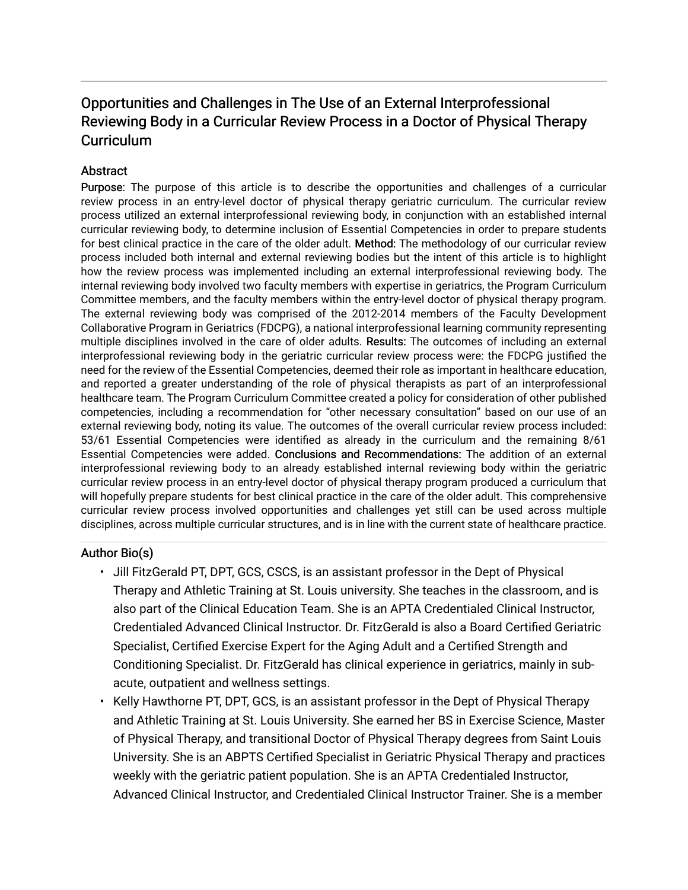# Opportunities and Challenges in The Use of an External Interprofessional Reviewing Body in a Curricular Review Process in a Doctor of Physical Therapy Curriculum

## Abstract

**Purpose:** The purpose of this article is to describe the opportunities and challenges of a curricular review process in an entry-level doctor of physical therapy geriatric curriculum. The curricular review process utilized an external interprofessional reviewing body, in conjunction with an established internal curricular reviewing body, to determine inclusion of Essential Competencies in order to prepare students for best clinical practice in the care of the older adult. **Method:** The methodology of our curricular review process included both internal and external reviewing bodies but the intent of this article is to highlight how the review process was implemented including an external interprofessional reviewing body. The internal reviewing body involved two faculty members with expertise in geriatrics, the Program Curriculum Committee members, and the faculty members within the entry-level doctor of physical therapy program. The external reviewing body was comprised of the 2012-2014 members of the Faculty Development Collaborative Program in Geriatrics (FDCPG), a national interprofessional learning community representing multiple disciplines involved in the care of older adults. **Results:** The outcomes of including an external interprofessional reviewing body in the geriatric curricular review process were: the FDCPG justified the need for the review of the Essential Competencies, deemed their role as important in healthcare education, and reported a greater understanding of the role of physical therapists as part of an interprofessional healthcare team. The Program Curriculum Committee created a policy for consideration of other published competencies, including a recommendation for "other necessary consultation" based on our use of an external reviewing body, noting its value. The outcomes of the overall curricular review process included: 53/61 Essential Competencies were identified as already in the curriculum and the remaining 8/61 Essential Competencies were added. **Conclusions and Recommendations:** The addition of an external interprofessional reviewing body to an already established internal reviewing body within the geriatric curricular review process in an entry-level doctor of physical therapy program produced a curriculum that will hopefully prepare students for best clinical practice in the care of the older adult. This comprehensive curricular review process involved opportunities and challenges yet still can be used across multiple disciplines, across multiple curricular structures, and is in line with the current state of healthcare practice.

## Author Bio(s)

- Jill FitzGerald PT, DPT, GCS, CSCS, is an assistant professor in the Dept of Physical Therapy and Athletic Training at St. Louis university. She teaches in the classroom, and is also part of the Clinical Education Team. She is an APTA Credentialed Clinical Instructor, Credentialed Advanced Clinical Instructor. Dr. FitzGerald is also a Board Certified Geriatric Specialist, Certified Exercise Expert for the Aging Adult and a Certified Strength and Conditioning Specialist. Dr. FitzGerald has clinical experience in geriatrics, mainly in sub-acute, outpatient and wellness settings.
- Kelly Hawthorne PT, DPT, GCS, is an assistant professor in the Dept of Physical Therapy and Athletic Training at St. Louis University. She earned her BS in Exercise Science, Master of Physical Therapy, and transitional Doctor of Physical Therapy degrees from Saint Louis University. She is an ABPTS Certified Specialist in Geriatric Physical Therapy and practices weekly with the geriatric patient population. She is an APTA Credentialed Instructor, Advanced Clinical Instructor, and Credentialed Clinical Instructor Trainer. She is a member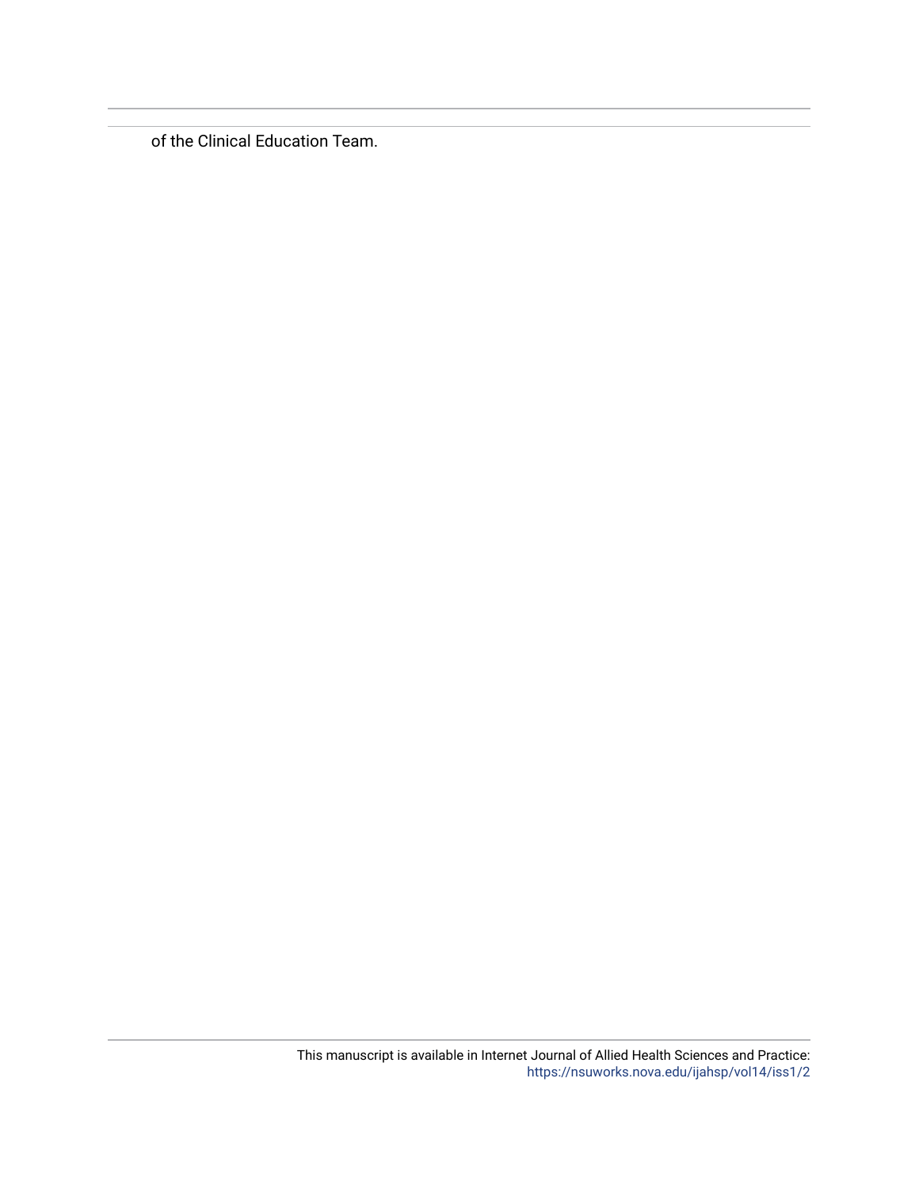of the Clinical Education Team.

This manuscript is available in Internet Journal of Allied Health Sciences and Practice: https://nsuworks.nova.edu/ijahsp/vol14/iss1/2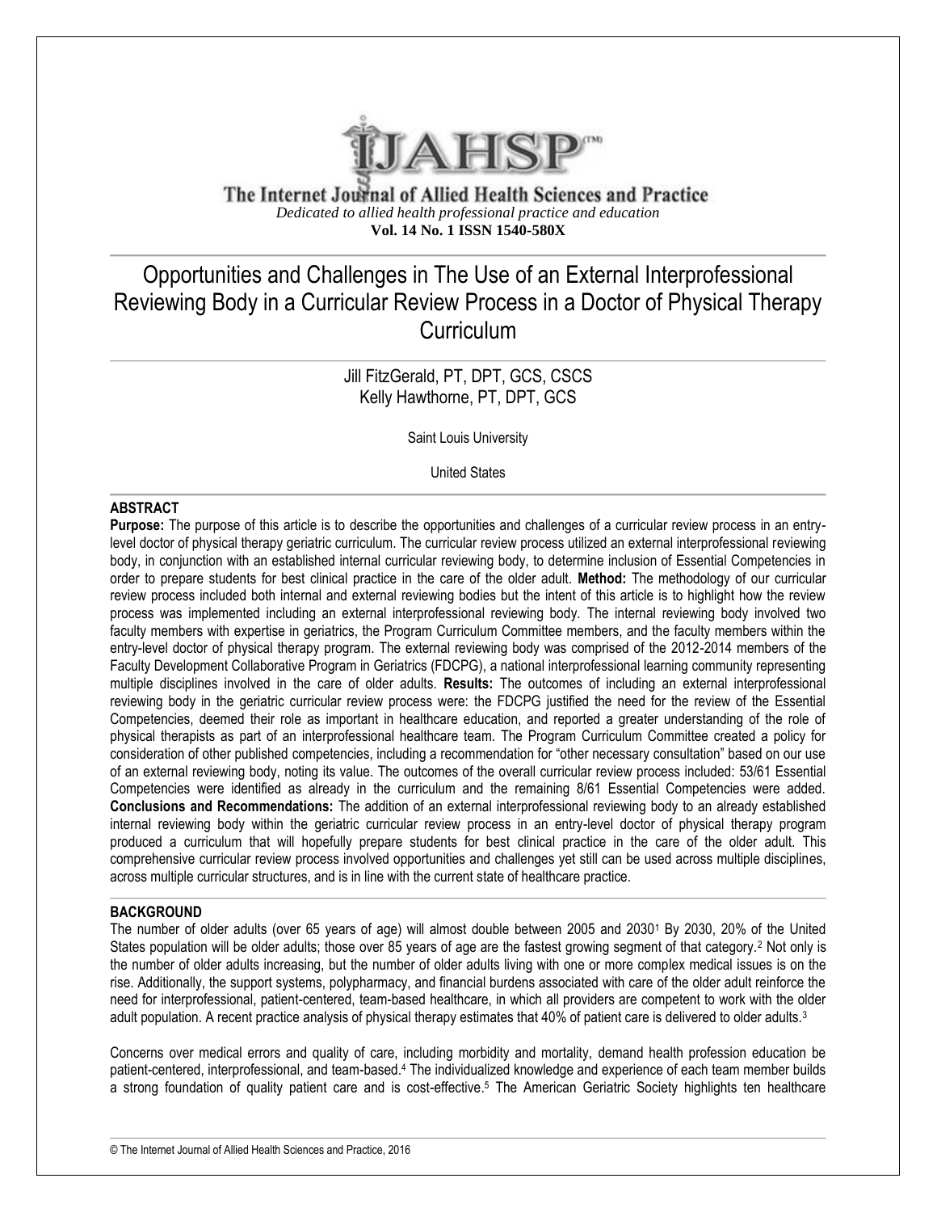# Opportunities and Challenges in The Use of an External Interprofessional Reviewing Body in a Curricular Review Process in a Doctor of Physical Therapy Curriculum

Jill FitzGerald, PT, DPT, GCS, CSCS
Kelly Hawthorne, PT, DPT, GCS

Saint Louis University

United States

## ABSTRACT

**Purpose:** The purpose of this article is to describe the opportunities and challenges of a curricular review process in an entry-level doctor of physical therapy geriatric curriculum. The curricular review process utilized an external interprofessional reviewing body, in conjunction with an established internal curricular reviewing body, to determine inclusion of Essential Competencies in order to prepare students for best clinical practice in the care of the older adult. **Method:** The methodology of our curricular review process included both internal and external reviewing bodies but the intent of this article is to highlight how the review process was implemented including an external interprofessional reviewing body. The internal reviewing body involved two faculty members with expertise in geriatrics, the Program Curriculum Committee members, and the faculty members within the entry-level doctor of physical therapy program. The external reviewing body was comprised of the 2012-2014 members of the Faculty Development Collaborative Program in Geriatrics (FDCPG), a national interprofessional learning community representing multiple disciplines involved in the care of older adults. **Results:** The outcomes of including an external interprofessional reviewing body in the geriatric curricular review process were: the FDCPG justified the need for the review of the Essential Competencies, deemed their role as important in healthcare education, and reported a greater understanding of the role of physical therapists as part of an interprofessional healthcare team. The Program Curriculum Committee created a policy for consideration of other published competencies, including a recommendation for "other necessary consultation" based on our use of an external reviewing body, noting its value. The outcomes of the overall curricular review process included: 53/61 Essential Competencies were identified as already in the curriculum and the remaining 8/61 Essential Competencies were added. **Conclusions and Recommendations:** The addition of an external interprofessional reviewing body to an already established internal reviewing body within the geriatric curricular review process in an entry-level doctor of physical therapy program produced a curriculum that will hopefully prepare students for best clinical practice in the care of the older adult. This comprehensive curricular review process involved opportunities and challenges yet still can be used across multiple disciplines, across multiple curricular structures, and is in line with the current state of healthcare practice.

## BACKGROUND

The number of older adults (over 65 years of age) will almost double between 2005 and 2030[1] By 2030, 20% of the United States population will be older adults; those over 85 years of age are the fastest growing segment of that category.[2] Not only is the number of older adults increasing, but the number of older adults living with one or more complex medical issues is on the rise. Additionally, the support systems, polypharmacy, and financial burdens associated with care of the older adult reinforce the need for interprofessional, patient-centered, team-based healthcare, in which all providers are competent to work with the older adult population. A recent practice analysis of physical therapy estimates that 40% of patient care is delivered to older adults.[3]

Concerns over medical errors and quality of care, including morbidity and mortality, demand health profession education be patient-centered, interprofessional, and team-based.[4] The individualized knowledge and experience of each team member builds a strong foundation of quality patient care and is cost-effective.[5] The American Geriatric Society highlights ten healthcare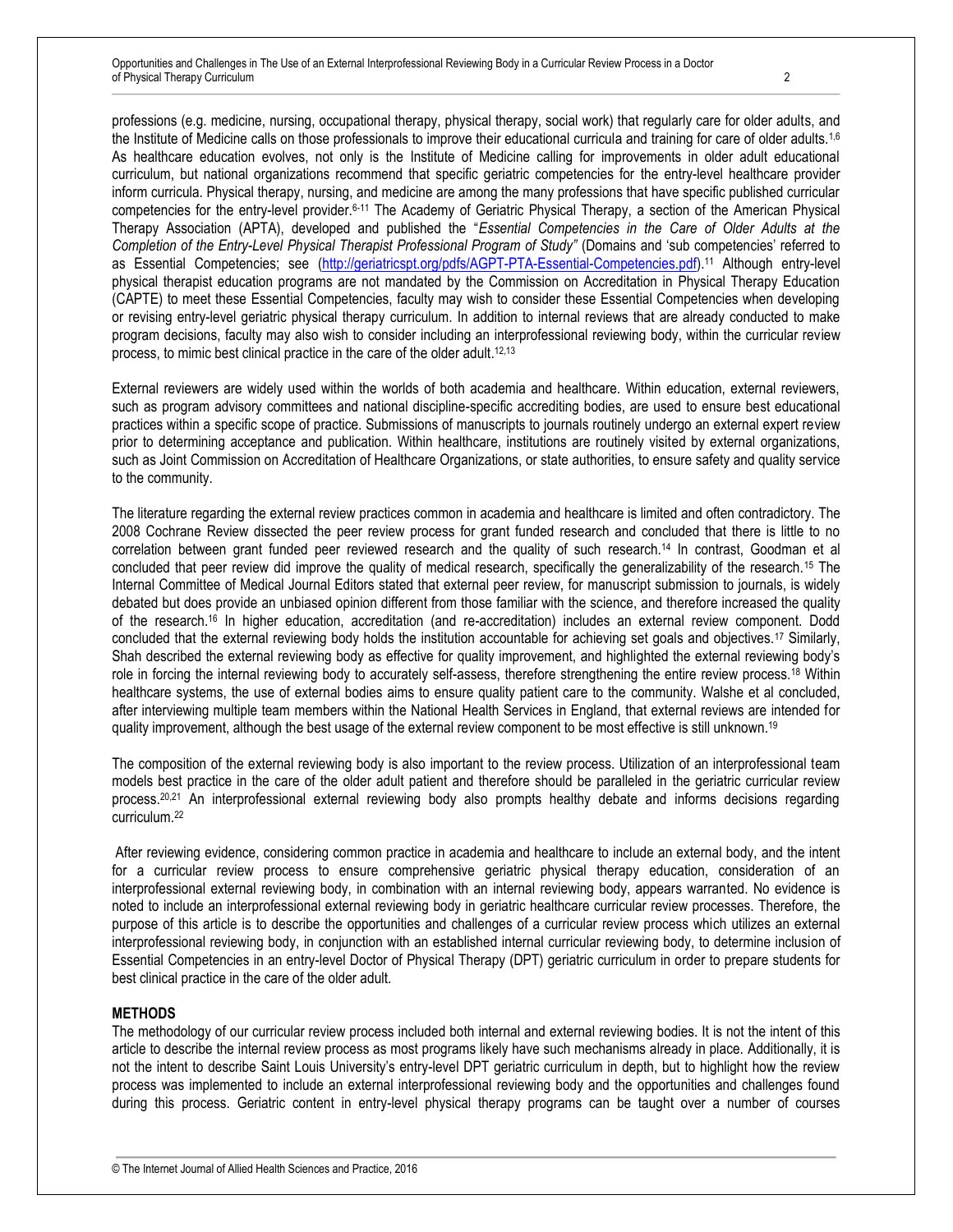professions (e.g. medicine, nursing, occupational therapy, physical therapy, social work) that regularly care for older adults, and the Institute of Medicine calls on those professionals to improve their educational curricula and training for care of older adults.[1,6] As healthcare education evolves, not only is the Institute of Medicine calling for improvements in older adult educational curriculum, but national organizations recommend that specific geriatric competencies for the entry-level healthcare provider inform curricula. Physical therapy, nursing, and medicine are among the many professions that have specific published curricular competencies for the entry-level provider.[6-11] The Academy of Geriatric Physical Therapy, a section of the American Physical Therapy Association (APTA), developed and published the "*Essential Competencies in the Care of Older Adults at the Completion of the Entry-Level Physical Therapist Professional Program of Study"* (Domains and 'sub competencies' referred to as Essential Competencies; see (http://geriatricspt.org/pdfs/AGPT-PTA-Essential-Competencies.pdf).[11] Although entry-level physical therapist education programs are not mandated by the Commission on Accreditation in Physical Therapy Education (CAPTE) to meet these Essential Competencies, faculty may wish to consider these Essential Competencies when developing or revising entry-level geriatric physical therapy curriculum. In addition to internal reviews that are already conducted to make program decisions, faculty may also wish to consider including an interprofessional reviewing body, within the curricular review process, to mimic best clinical practice in the care of the older adult.[12,13]

External reviewers are widely used within the worlds of both academia and healthcare. Within education, external reviewers, such as program advisory committees and national discipline-specific accrediting bodies, are used to ensure best educational practices within a specific scope of practice. Submissions of manuscripts to journals routinely undergo an external expert review prior to determining acceptance and publication. Within healthcare, institutions are routinely visited by external organizations, such as Joint Commission on Accreditation of Healthcare Organizations, or state authorities, to ensure safety and quality service to the community.

The literature regarding the external review practices common in academia and healthcare is limited and often contradictory. The 2008 Cochrane Review dissected the peer review process for grant funded research and concluded that there is little to no correlation between grant funded peer reviewed research and the quality of such research.[14] In contrast, Goodman et al concluded that peer review did improve the quality of medical research, specifically the generalizability of the research.[15] The Internal Committee of Medical Journal Editors stated that external peer review, for manuscript submission to journals, is widely debated but does provide an unbiased opinion different from those familiar with the science, and therefore increased the quality of the research.[16] In higher education, accreditation (and re-accreditation) includes an external review component. Dodd concluded that the external reviewing body holds the institution accountable for achieving set goals and objectives.[17] Similarly, Shah described the external reviewing body as effective for quality improvement, and highlighted the external reviewing body's role in forcing the internal reviewing body to accurately self-assess, therefore strengthening the entire review process.[18] Within healthcare systems, the use of external bodies aims to ensure quality patient care to the community. Walshe et al concluded, after interviewing multiple team members within the National Health Services in England, that external reviews are intended for quality improvement, although the best usage of the external review component to be most effective is still unknown.[19]

The composition of the external reviewing body is also important to the review process. Utilization of an interprofessional team models best practice in the care of the older adult patient and therefore should be paralleled in the geriatric curricular review process.[20,21] An interprofessional external reviewing body also prompts healthy debate and informs decisions regarding curriculum.[22]

After reviewing evidence, considering common practice in academia and healthcare to include an external body, and the intent for a curricular review process to ensure comprehensive geriatric physical therapy education, consideration of an interprofessional external reviewing body, in combination with an internal reviewing body, appears warranted. No evidence is noted to include an interprofessional external reviewing body in geriatric healthcare curricular review processes. Therefore, the purpose of this article is to describe the opportunities and challenges of a curricular review process which utilizes an external interprofessional reviewing body, in conjunction with an established internal curricular reviewing body, to determine inclusion of Essential Competencies in an entry-level Doctor of Physical Therapy (DPT) geriatric curriculum in order to prepare students for best clinical practice in the care of the older adult.

## METHODS

The methodology of our curricular review process included both internal and external reviewing bodies. It is not the intent of this article to describe the internal review process as most programs likely have such mechanisms already in place. Additionally, it is not the intent to describe Saint Louis University's entry-level DPT geriatric curriculum in depth, but to highlight how the review process was implemented to include an external interprofessional reviewing body and the opportunities and challenges found during this process. Geriatric content in entry-level physical therapy programs can be taught over a number of courses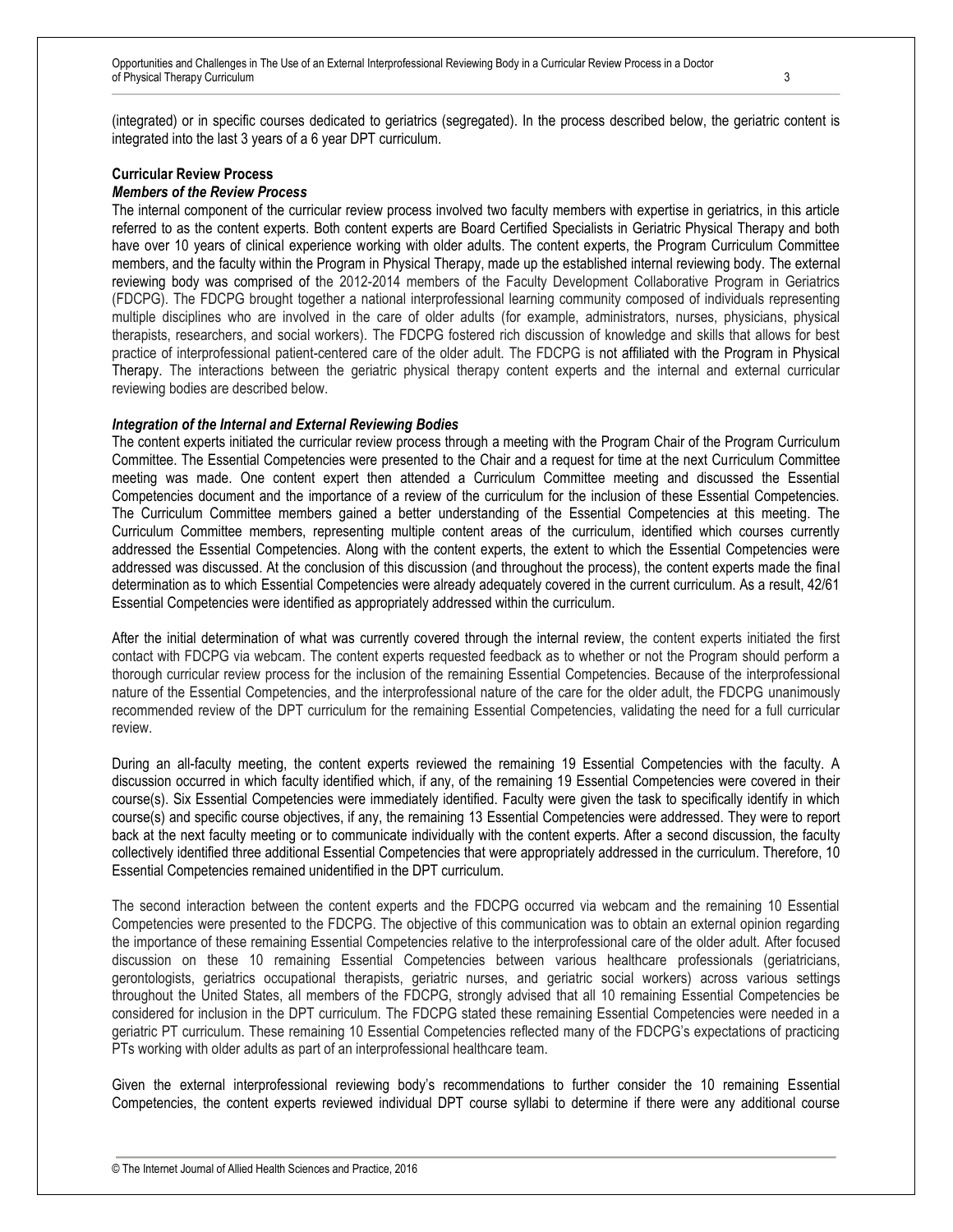(integrated) or in specific courses dedicated to geriatrics (segregated). In the process described below, the geriatric content is integrated into the last 3 years of a 6 year DPT curriculum.

## Curricular Review Process

### *Members of the Review Process*

The internal component of the curricular review process involved two faculty members with expertise in geriatrics, in this article referred to as the content experts. Both content experts are Board Certified Specialists in Geriatric Physical Therapy and both have over 10 years of clinical experience working with older adults. The content experts, the Program Curriculum Committee members, and the faculty within the Program in Physical Therapy, made up the established internal reviewing body. The external reviewing body was comprised of the 2012-2014 members of the Faculty Development Collaborative Program in Geriatrics (FDCPG). The FDCPG brought together a national interprofessional learning community composed of individuals representing multiple disciplines who are involved in the care of older adults (for example, administrators, nurses, physicians, physical therapists, researchers, and social workers). The FDCPG fostered rich discussion of knowledge and skills that allows for best practice of interprofessional patient-centered care of the older adult. The FDCPG is not affiliated with the Program in Physical Therapy. The interactions between the geriatric physical therapy content experts and the internal and external curricular reviewing bodies are described below.

### *Integration of the Internal and External Reviewing Bodies*

The content experts initiated the curricular review process through a meeting with the Program Chair of the Program Curriculum Committee. The Essential Competencies were presented to the Chair and a request for time at the next Curriculum Committee meeting was made. One content expert then attended a Curriculum Committee meeting and discussed the Essential Competencies document and the importance of a review of the curriculum for the inclusion of these Essential Competencies. The Curriculum Committee members gained a better understanding of the Essential Competencies at this meeting. The Curriculum Committee members, representing multiple content areas of the curriculum, identified which courses currently addressed the Essential Competencies. Along with the content experts, the extent to which the Essential Competencies were addressed was discussed. At the conclusion of this discussion (and throughout the process), the content experts made the final determination as to which Essential Competencies were already adequately covered in the current curriculum. As a result, 42/61 Essential Competencies were identified as appropriately addressed within the curriculum.

After the initial determination of what was currently covered through the internal review, the content experts initiated the first contact with FDCPG via webcam. The content experts requested feedback as to whether or not the Program should perform a thorough curricular review process for the inclusion of the remaining Essential Competencies. Because of the interprofessional nature of the Essential Competencies, and the interprofessional nature of the care for the older adult, the FDCPG unanimously recommended review of the DPT curriculum for the remaining Essential Competencies, validating the need for a full curricular review.

During an all-faculty meeting, the content experts reviewed the remaining 19 Essential Competencies with the faculty. A discussion occurred in which faculty identified which, if any, of the remaining 19 Essential Competencies were covered in their course(s). Six Essential Competencies were immediately identified. Faculty were given the task to specifically identify in which course(s) and specific course objectives, if any, the remaining 13 Essential Competencies were addressed. They were to report back at the next faculty meeting or to communicate individually with the content experts. After a second discussion, the faculty collectively identified three additional Essential Competencies that were appropriately addressed in the curriculum. Therefore, 10 Essential Competencies remained unidentified in the DPT curriculum.

The second interaction between the content experts and the FDCPG occurred via webcam and the remaining 10 Essential Competencies were presented to the FDCPG. The objective of this communication was to obtain an external opinion regarding the importance of these remaining Essential Competencies relative to the interprofessional care of the older adult. After focused discussion on these 10 remaining Essential Competencies between various healthcare professionals (geriatricians, gerontologists, geriatrics occupational therapists, geriatric nurses, and geriatric social workers) across various settings throughout the United States, all members of the FDCPG, strongly advised that all 10 remaining Essential Competencies be considered for inclusion in the DPT curriculum. The FDCPG stated these remaining Essential Competencies were needed in a geriatric PT curriculum. These remaining 10 Essential Competencies reflected many of the FDCPG's expectations of practicing PTs working with older adults as part of an interprofessional healthcare team.

Given the external interprofessional reviewing body's recommendations to further consider the 10 remaining Essential Competencies, the content experts reviewed individual DPT course syllabi to determine if there were any additional course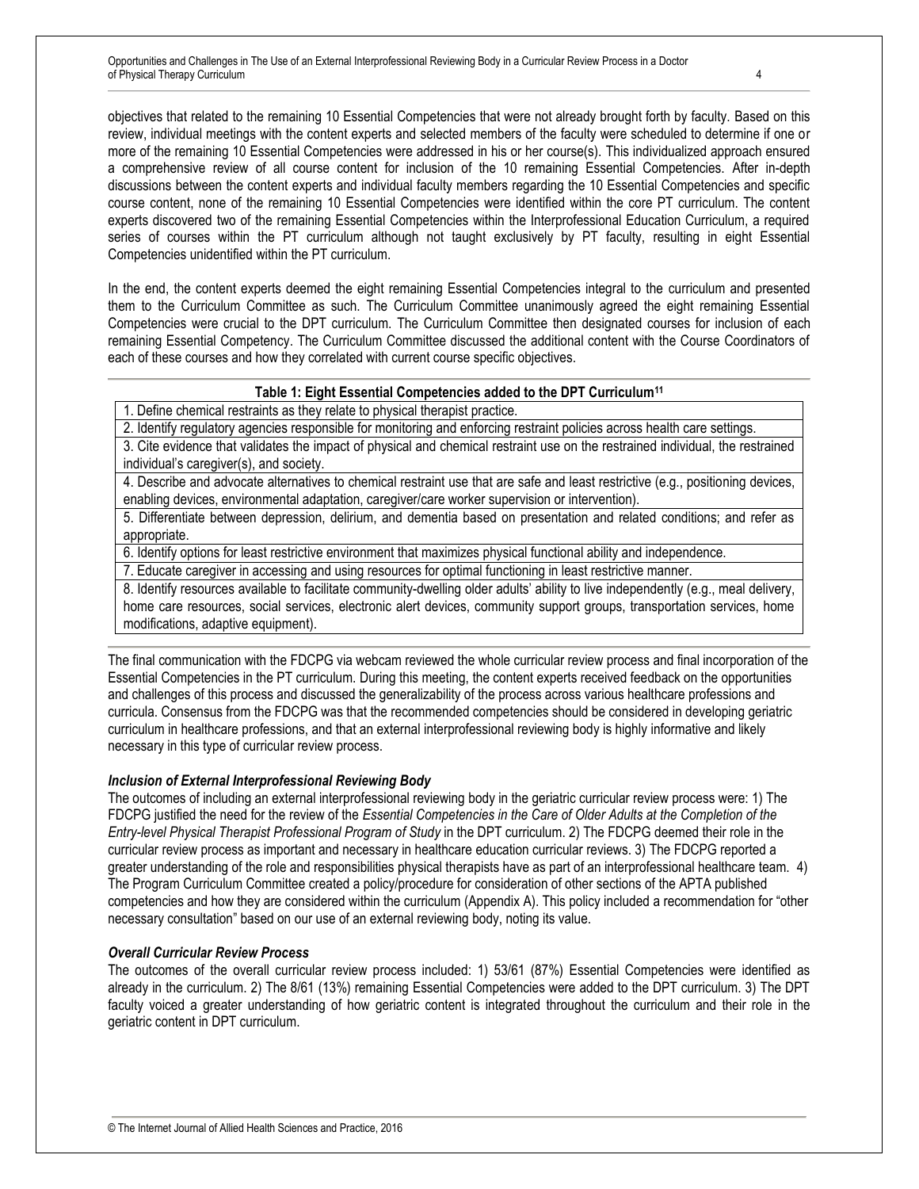objectives that related to the remaining 10 Essential Competencies that were not already brought forth by faculty. Based on this review, individual meetings with the content experts and selected members of the faculty were scheduled to determine if one or more of the remaining 10 Essential Competencies were addressed in his or her course(s). This individualized approach ensured a comprehensive review of all course content for inclusion of the 10 remaining Essential Competencies. After in-depth discussions between the content experts and individual faculty members regarding the 10 Essential Competencies and specific course content, none of the remaining 10 Essential Competencies were identified within the core PT curriculum. The content experts discovered two of the remaining Essential Competencies within the Interprofessional Education Curriculum, a required series of courses within the PT curriculum although not taught exclusively by PT faculty, resulting in eight Essential Competencies unidentified within the PT curriculum.

In the end, the content experts deemed the eight remaining Essential Competencies integral to the curriculum and presented them to the Curriculum Committee as such. The Curriculum Committee unanimously agreed the eight remaining Essential Competencies were crucial to the DPT curriculum. The Curriculum Committee then designated courses for inclusion of each remaining Essential Competency. The Curriculum Committee discussed the additional content with the Course Coordinators of each of these courses and how they correlated with current course specific objectives.

| Table 1: Eight Essential Competencies added to the DPT Curriculum[11] |
|---|
| 1. Define chemical restraints as they relate to physical therapist practice. |
| 2. Identify regulatory agencies responsible for monitoring and enforcing restraint policies across health care settings. |
| 3. Cite evidence that validates the impact of physical and chemical restraint use on the restrained individual, the restrained individual's caregiver(s), and society. |
| 4. Describe and advocate alternatives to chemical restraint use that are safe and least restrictive (e.g., positioning devices, enabling devices, environmental adaptation, caregiver/care worker supervision or intervention). |
| 5. Differentiate between depression, delirium, and dementia based on presentation and related conditions; and refer as appropriate. |
| 6. Identify options for least restrictive environment that maximizes physical functional ability and independence. |
| 7. Educate caregiver in accessing and using resources for optimal functioning in least restrictive manner. |
| 8. Identify resources available to facilitate community-dwelling older adults' ability to live independently (e.g., meal delivery, home care resources, social services, electronic alert devices, community support groups, transportation services, home modifications, adaptive equipment). |

The final communication with the FDCPG via webcam reviewed the whole curricular review process and final incorporation of the Essential Competencies in the PT curriculum. During this meeting, the content experts received feedback on the opportunities and challenges of this process and discussed the generalizability of the process across various healthcare professions and curricula. Consensus from the FDCPG was that the recommended competencies should be considered in developing geriatric curriculum in healthcare professions, and that an external interprofessional reviewing body is highly informative and likely necessary in this type of curricular review process.

### *Inclusion of External Interprofessional Reviewing Body*

The outcomes of including an external interprofessional reviewing body in the geriatric curricular review process were: 1) The FDCPG justified the need for the review of the *Essential Competencies in the Care of Older Adults at the Completion of the Entry-level Physical Therapist Professional Program of Study* in the DPT curriculum. 2) The FDCPG deemed their role in the curricular review process as important and necessary in healthcare education curricular reviews. 3) The FDCPG reported a greater understanding of the role and responsibilities physical therapists have as part of an interprofessional healthcare team. 4) The Program Curriculum Committee created a policy/procedure for consideration of other sections of the APTA published competencies and how they are considered within the curriculum (Appendix A). This policy included a recommendation for "other necessary consultation" based on our use of an external reviewing body, noting its value.

### *Overall Curricular Review Process*

The outcomes of the overall curricular review process included: 1) 53/61 (87%) Essential Competencies were identified as already in the curriculum. 2) The 8/61 (13%) remaining Essential Competencies were added to the DPT curriculum. 3) The DPT faculty voiced a greater understanding of how geriatric content is integrated throughout the curriculum and their role in the geriatric content in DPT curriculum.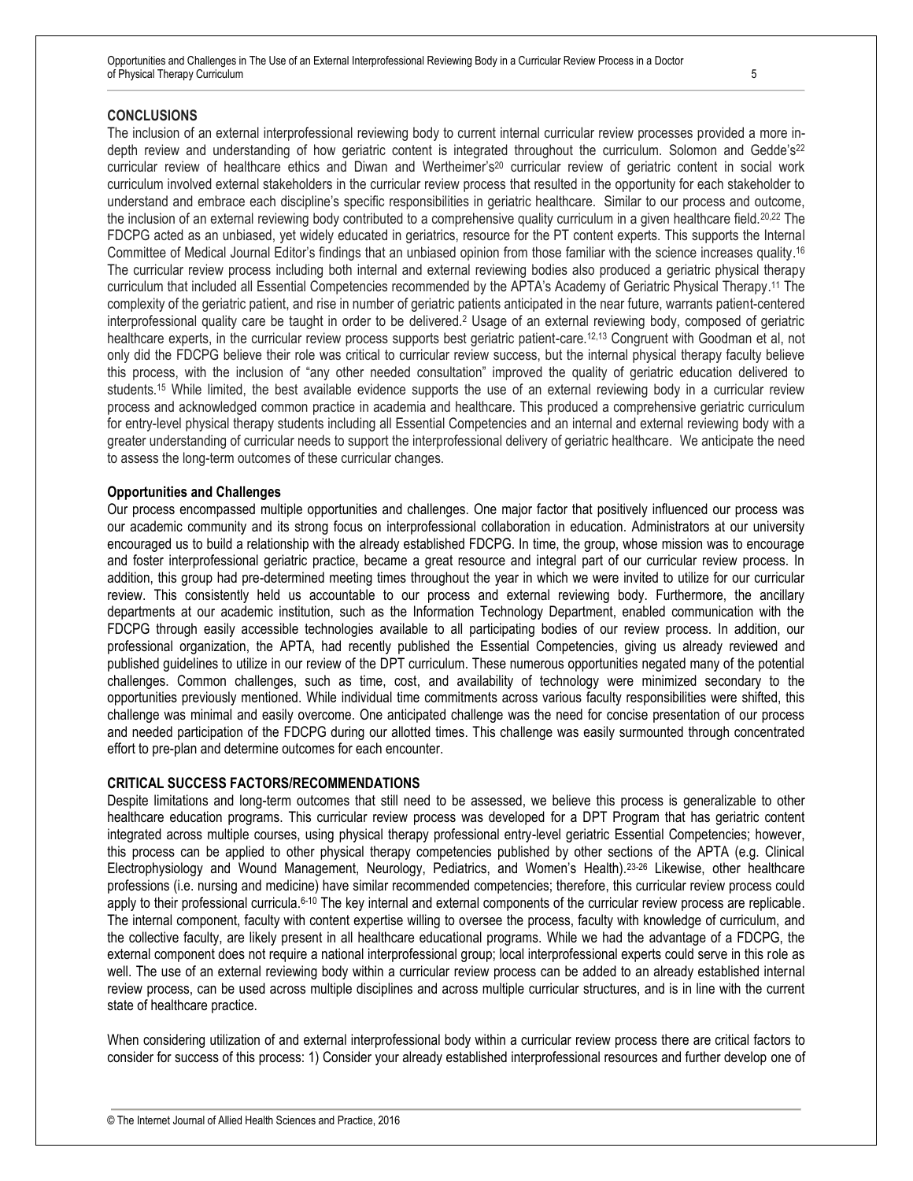## CONCLUSIONS

The inclusion of an external interprofessional reviewing body to current internal curricular review processes provided a more in-depth review and understanding of how geriatric content is integrated throughout the curriculum. Solomon and Gedde's[22] curricular review of healthcare ethics and Diwan and Wertheimer's[20] curricular review of geriatric content in social work curriculum involved external stakeholders in the curricular review process that resulted in the opportunity for each stakeholder to understand and embrace each discipline's specific responsibilities in geriatric healthcare. Similar to our process and outcome, the inclusion of an external reviewing body contributed to a comprehensive quality curriculum in a given healthcare field.[20,22] The FDCPG acted as an unbiased, yet widely educated in geriatrics, resource for the PT content experts. This supports the Internal Committee of Medical Journal Editor's findings that an unbiased opinion from those familiar with the science increases quality.[16] The curricular review process including both internal and external reviewing bodies also produced a geriatric physical therapy curriculum that included all Essential Competencies recommended by the APTA's Academy of Geriatric Physical Therapy.[11] The complexity of the geriatric patient, and rise in number of geriatric patients anticipated in the near future, warrants patient-centered interprofessional quality care be taught in order to be delivered.[2] Usage of an external reviewing body, composed of geriatric healthcare experts, in the curricular review process supports best geriatric patient-care.[12,13] Congruent with Goodman et al, not only did the FDCPG believe their role was critical to curricular review success, but the internal physical therapy faculty believe this process, with the inclusion of "any other needed consultation" improved the quality of geriatric education delivered to students.[15] While limited, the best available evidence supports the use of an external reviewing body in a curricular review process and acknowledged common practice in academia and healthcare. This produced a comprehensive geriatric curriculum for entry-level physical therapy students including all Essential Competencies and an internal and external reviewing body with a greater understanding of curricular needs to support the interprofessional delivery of geriatric healthcare. We anticipate the need to assess the long-term outcomes of these curricular changes.

### Opportunities and Challenges

Our process encompassed multiple opportunities and challenges. One major factor that positively influenced our process was our academic community and its strong focus on interprofessional collaboration in education. Administrators at our university encouraged us to build a relationship with the already established FDCPG. In time, the group, whose mission was to encourage and foster interprofessional geriatric practice, became a great resource and integral part of our curricular review process. In addition, this group had pre-determined meeting times throughout the year in which we were invited to utilize for our curricular review. This consistently held us accountable to our process and external reviewing body. Furthermore, the ancillary departments at our academic institution, such as the Information Technology Department, enabled communication with the FDCPG through easily accessible technologies available to all participating bodies of our review process. In addition, our professional organization, the APTA, had recently published the Essential Competencies, giving us already reviewed and published guidelines to utilize in our review of the DPT curriculum. These numerous opportunities negated many of the potential challenges. Common challenges, such as time, cost, and availability of technology were minimized secondary to the opportunities previously mentioned. While individual time commitments across various faculty responsibilities were shifted, this challenge was minimal and easily overcome. One anticipated challenge was the need for concise presentation of our process and needed participation of the FDCPG during our allotted times. This challenge was easily surmounted through concentrated effort to pre-plan and determine outcomes for each encounter.

## CRITICAL SUCCESS FACTORS/RECOMMENDATIONS

Despite limitations and long-term outcomes that still need to be assessed, we believe this process is generalizable to other healthcare education programs. This curricular review process was developed for a DPT Program that has geriatric content integrated across multiple courses, using physical therapy professional entry-level geriatric Essential Competencies; however, this process can be applied to other physical therapy competencies published by other sections of the APTA (e.g. Clinical Electrophysiology and Wound Management, Neurology, Pediatrics, and Women's Health).[23-26] Likewise, other healthcare professions (i.e. nursing and medicine) have similar recommended competencies; therefore, this curricular review process could apply to their professional curricula.[6-10] The key internal and external components of the curricular review process are replicable. The internal component, faculty with content expertise willing to oversee the process, faculty with knowledge of curriculum, and the collective faculty, are likely present in all healthcare educational programs. While we had the advantage of a FDCPG, the external component does not require a national interprofessional group; local interprofessional experts could serve in this role as well. The use of an external reviewing body within a curricular review process can be added to an already established internal review process, can be used across multiple disciplines and across multiple curricular structures, and is in line with the current state of healthcare practice.

When considering utilization of and external interprofessional body within a curricular review process there are critical factors to consider for success of this process: 1) Consider your already established interprofessional resources and further develop one of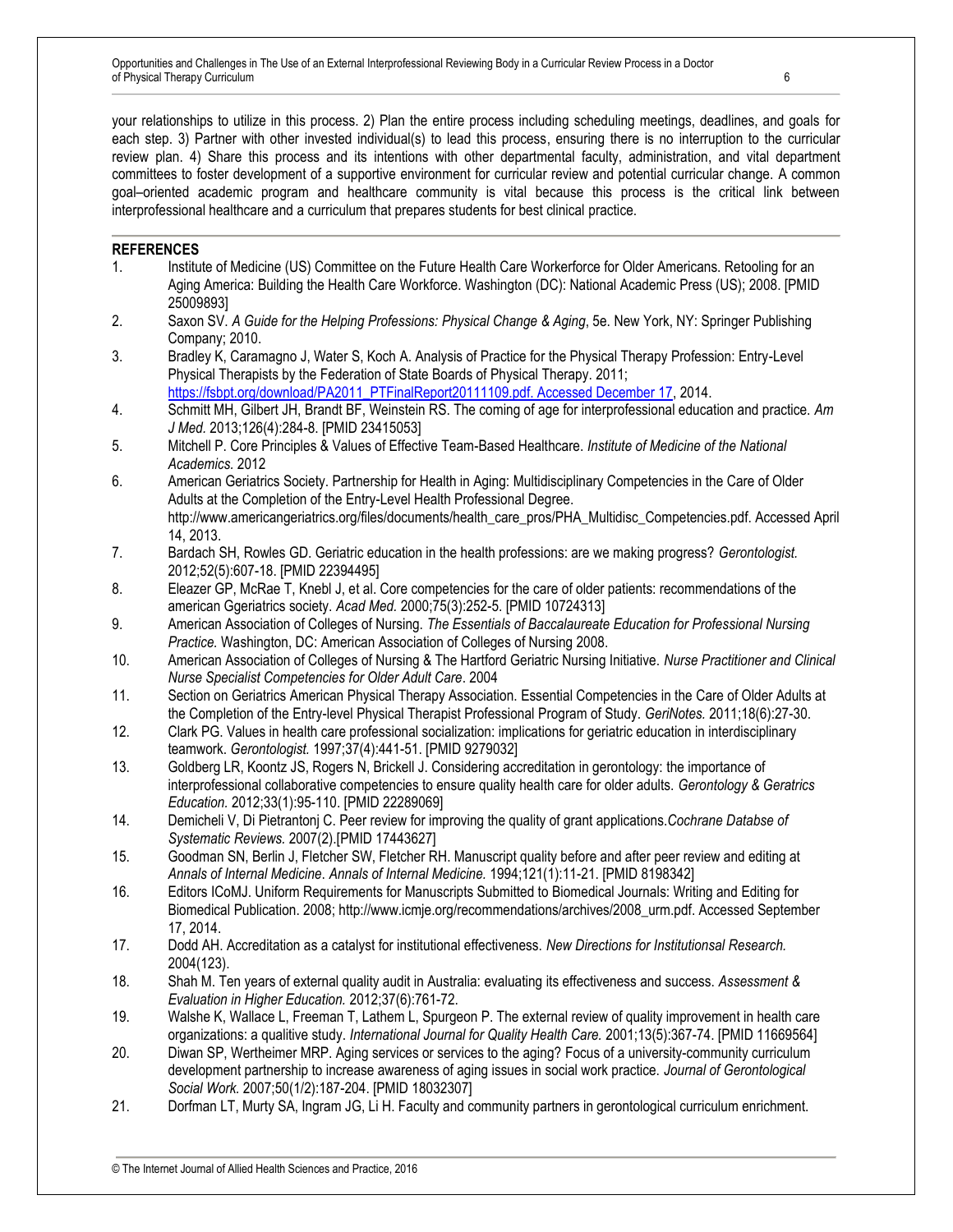your relationships to utilize in this process. 2) Plan the entire process including scheduling meetings, deadlines, and goals for each step. 3) Partner with other invested individual(s) to lead this process, ensuring there is no interruption to the curricular review plan. 4) Share this process and its intentions with other departmental faculty, administration, and vital department committees to foster development of a supportive environment for curricular review and potential curricular change. A common goal–oriented academic program and healthcare community is vital because this process is the critical link between interprofessional healthcare and a curriculum that prepares students for best clinical practice.

## REFERENCES

1. Institute of Medicine (US) Committee on the Future Health Care Workforce for Older Americans. Retooling for an Aging America: Building the Health Care Workforce. Washington (DC): National Academic Press (US); 2008. [PMID 25009893]
2. Saxon SV. *A Guide for the Helping Professions: Physical Change & Aging*, 5e. New York, NY: Springer Publishing Company; 2010.
3. Bradley K, Caramagno J, Water S, Koch A. Analysis of Practice for the Physical Therapy Profession: Entry-Level Physical Therapists by the Federation of State Boards of Physical Therapy. 2011; https://fsbpt.org/download/PA2011_PTFinalReport20111109.pdf. Accessed December 17, 2014.
4. Schmitt MH, Gilbert JH, Brandt BF, Weinstein RS. The coming of age for interprofessional education and practice. *Am J Med.* 2013;126(4):284-8. [PMID 23415053]
5. Mitchell P. Core Principles & Values of Effective Team-Based Healthcare. *Institute of Medicine of the National Academics.* 2012
6. American Geriatrics Society. Partnership for Health in Aging: Multidisciplinary Competencies in the Care of Older Adults at the Completion of the Entry-Level Health Professional Degree. http://www.americangeriatrics.org/files/documents/health_care_pros/PHA_Multidisc_Competencies.pdf. Accessed April 14, 2013.
7. Bardach SH, Rowles GD. Geriatric education in the health professions: are we making progress? *Gerontologist.* 2012;52(5):607-18. [PMID 22394495]
8. Eleazer GP, McRae T, Knebl J, et al. Core competencies for the care of older patients: recommendations of the american Ggeriatrics society. *Acad Med.* 2000;75(3):252-5. [PMID 10724313]
9. American Association of Colleges of Nursing. *The Essentials of Baccalaureate Education for Professional Nursing Practice.* Washington, DC: American Association of Colleges of Nursing 2008.
10. American Association of Colleges of Nursing & The Hartford Geriatric Nursing Initiative. *Nurse Practitioner and Clinical Nurse Specialist Competencies for Older Adult Care*. 2004
11. Section on Geriatrics American Physical Therapy Association. Essential Competencies in the Care of Older Adults at the Completion of the Entry-level Physical Therapist Professional Program of Study. *GeriNotes.* 2011;18(6):27-30.
12. Clark PG. Values in health care professional socialization: implications for geriatric education in interdisciplinary teamwork. *Gerontologist.* 1997;37(4):441-51. [PMID 9279032]
13. Goldberg LR, Koontz JS, Rogers N, Brickell J. Considering accreditation in gerontology: the importance of interprofessional collaborative competencies to ensure quality health care for older adults. *Gerontology & Geratrics Education.* 2012;33(1):95-110. [PMID 22289069]
14. Demicheli V, Di Pietrantonj C. Peer review for improving the quality of grant applications.*Cochrane Databse of Systematic Reviews.* 2007(2).[PMID 17443627]
15. Goodman SN, Berlin J, Fletcher SW, Fletcher RH. Manuscript quality before and after peer review and editing at *Annals of Internal Medicine*. *Annals of Internal Medicine.* 1994;121(1):11-21. [PMID 8198342]
16. Editors ICoMJ. Uniform Requirements for Manuscripts Submitted to Biomedical Journals: Writing and Editing for Biomedical Publication. 2008; http://www.icmje.org/recommendations/archives/2008_urm.pdf. Accessed September 17, 2014.
17. Dodd AH. Accreditation as a catalyst for institutional effectiveness. *New Directions for Institutionsal Research.* 2004(123).
18. Shah M. Ten years of external quality audit in Australia: evaluating its effectiveness and success. *Assessment & Evaluation in Higher Education.* 2012;37(6):761-72.
19. Walshe K, Wallace L, Freeman T, Lathem L, Spurgeon P. The external review of quality improvement in health care organizations: a qualitive study. *International Journal for Quality Health Care.* 2001;13(5):367-74. [PMID 11669564]
20. Diwan SP, Wertheimer MRP. Aging services or services to the aging? Focus of a university-community curriculum development partnership to increase awareness of aging issues in social work practice. *Journal of Gerontological Social Work.* 2007;50(1/2):187-204. [PMID 18032307]
21. Dorfman LT, Murty SA, Ingram JG, Li H. Faculty and community partners in gerontological curriculum enrichment.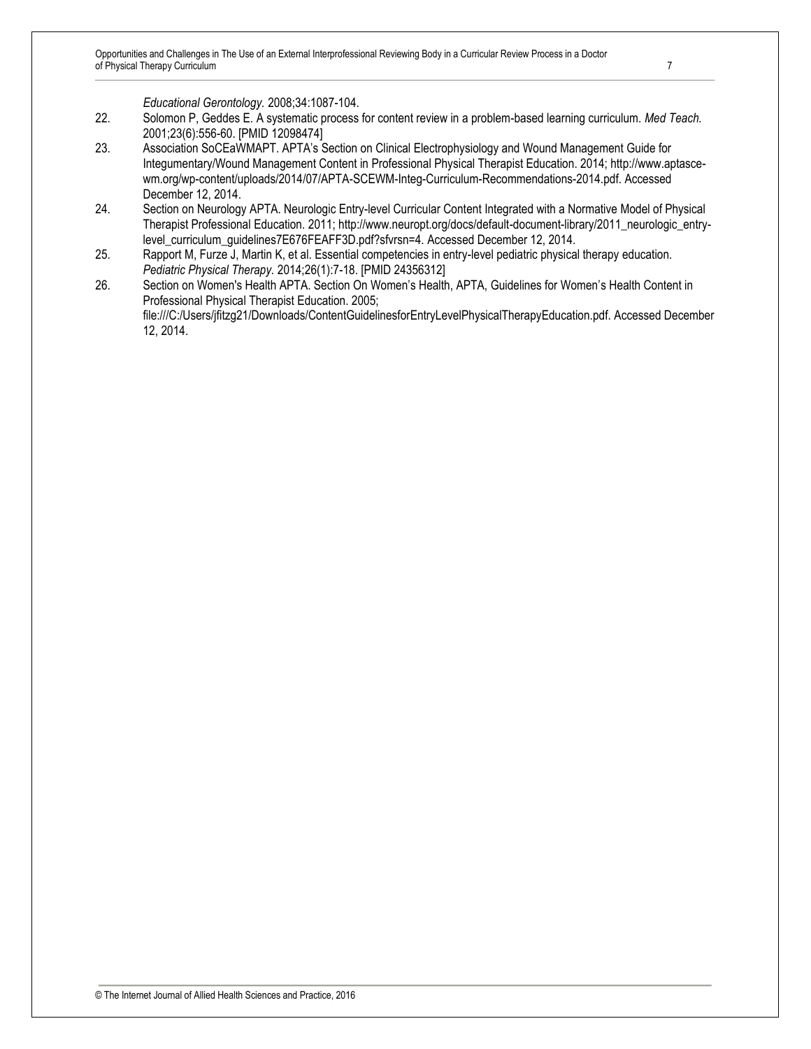*Educational Gerontology.* 2008;34:1087-104.

22. Solomon P, Geddes E. A systematic process for content review in a problem-based learning curriculum. *Med Teach.* 2001;23(6):556-60. [PMID 12098474]
23. Association SoCEaWMAPT. APTA's Section on Clinical Electrophysiology and Wound Management Guide for Integumentary/Wound Management Content in Professional Physical Therapist Education. 2014; http://www.aptasce-wm.org/wp-content/uploads/2014/07/APTA-SCEWM-Integ-Curriculum-Recommendations-2014.pdf. Accessed December 12, 2014.
24. Section on Neurology APTA. Neurologic Entry-level Curricular Content Integrated with a Normative Model of Physical Therapist Professional Education. 2011; http://www.neuropt.org/docs/default-document-library/2011_neurologic_entry-level_curriculum_guidelines7E676FEAFF3D.pdf?sfvrsn=4. Accessed December 12, 2014.
25. Rapport M, Furze J, Martin K, et al. Essential competencies in entry-level pediatric physical therapy education. *Pediatric Physical Therapy.* 2014;26(1):7-18. [PMID 24356312]
26. Section on Women's Health APTA. Section On Women's Health, APTA, Guidelines for Women's Health Content in Professional Physical Therapist Education. 2005; file:///C:/Users/jfitzg21/Downloads/ContentGuidelinesforEntryLevelPhysicalTherapyEducation.pdf. Accessed December 12, 2014.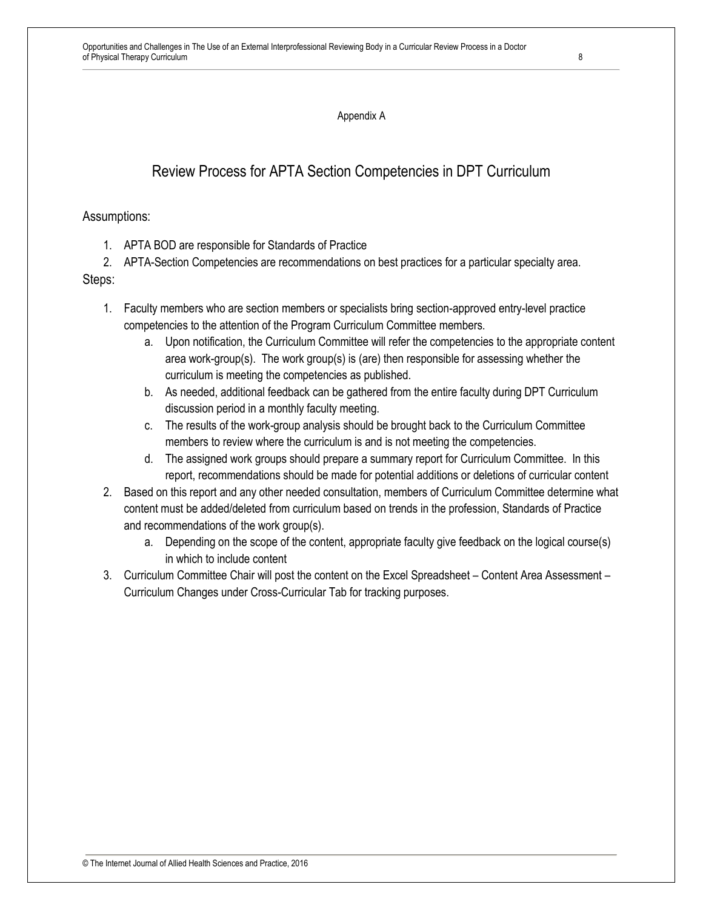Appendix A

## Review Process for APTA Section Competencies in DPT Curriculum

Assumptions:

1. APTA BOD are responsible for Standards of Practice
2. APTA-Section Competencies are recommendations on best practices for a particular specialty area.

Steps:

1. Faculty members who are section members or specialists bring section-approved entry-level practice competencies to the attention of the Program Curriculum Committee members.
   a. Upon notification, the Curriculum Committee will refer the competencies to the appropriate content area work-group(s). The work group(s) is (are) then responsible for assessing whether the curriculum is meeting the competencies as published.
   b. As needed, additional feedback can be gathered from the entire faculty during DPT Curriculum discussion period in a monthly faculty meeting.
   c. The results of the work-group analysis should be brought back to the Curriculum Committee members to review where the curriculum is and is not meeting the competencies.
   d. The assigned work groups should prepare a summary report for Curriculum Committee. In this report, recommendations should be made for potential additions or deletions of curricular content
2. Based on this report and any other needed consultation, members of Curriculum Committee determine what content must be added/deleted from curriculum based on trends in the profession, Standards of Practice and recommendations of the work group(s).
   a. Depending on the scope of the content, appropriate faculty give feedback on the logical course(s) in which to include content
3. Curriculum Committee Chair will post the content on the Excel Spreadsheet – Content Area Assessment – Curriculum Changes under Cross-Curricular Tab for tracking purposes.